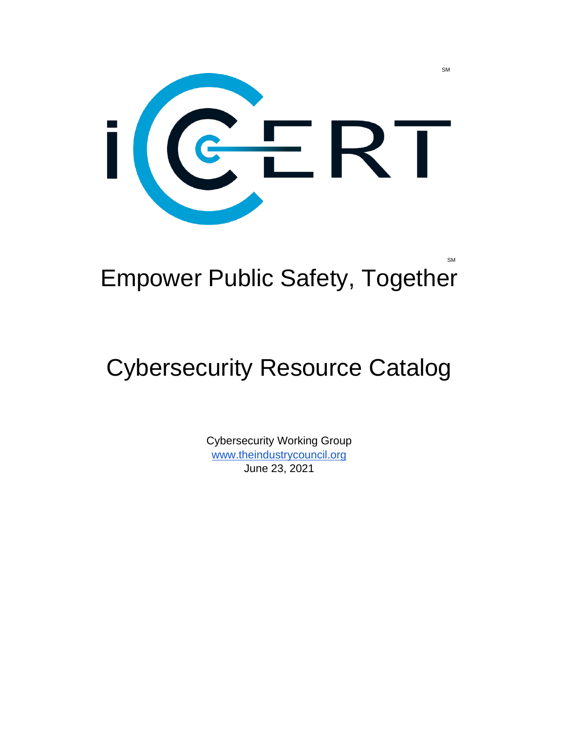iCERT[SM]

Empower Public Safety, Together[SM]

# Cybersecurity Resource Catalog

Cybersecurity Working Group
www.theindustrycouncil.org
June 23, 2021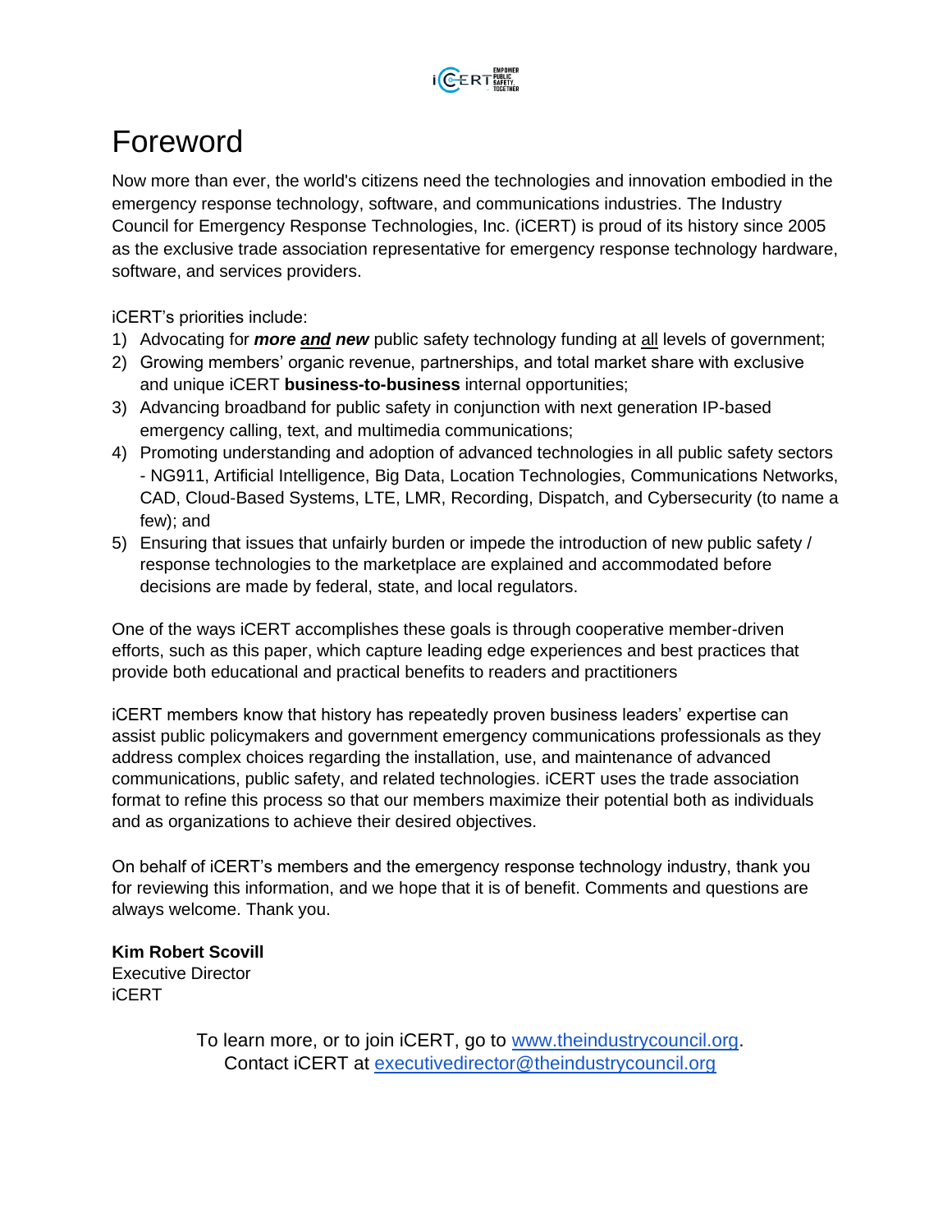# Foreword

Now more than ever, the world's citizens need the technologies and innovation embodied in the emergency response technology, software, and communications industries. The Industry Council for Emergency Response Technologies, Inc. (iCERT) is proud of its history since 2005 as the exclusive trade association representative for emergency response technology hardware, software, and services providers.

iCERT's priorities include:

1) Advocating for ***more and new*** public safety technology funding at all levels of government;
2) Growing members' organic revenue, partnerships, and total market share with exclusive and unique iCERT **business-to-business** internal opportunities;
3) Advancing broadband for public safety in conjunction with next generation IP-based emergency calling, text, and multimedia communications;
4) Promoting understanding and adoption of advanced technologies in all public safety sectors - NG911, Artificial Intelligence, Big Data, Location Technologies, Communications Networks, CAD, Cloud-Based Systems, LTE, LMR, Recording, Dispatch, and Cybersecurity (to name a few); and
5) Ensuring that issues that unfairly burden or impede the introduction of new public safety / response technologies to the marketplace are explained and accommodated before decisions are made by federal, state, and local regulators.

One of the ways iCERT accomplishes these goals is through cooperative member-driven efforts, such as this paper, which capture leading edge experiences and best practices that provide both educational and practical benefits to readers and practitioners

iCERT members know that history has repeatedly proven business leaders' expertise can assist public policymakers and government emergency communications professionals as they address complex choices regarding the installation, use, and maintenance of advanced communications, public safety, and related technologies. iCERT uses the trade association format to refine this process so that our members maximize their potential both as individuals and as organizations to achieve their desired objectives.

On behalf of iCERT's members and the emergency response technology industry, thank you for reviewing this information, and we hope that it is of benefit. Comments and questions are always welcome. Thank you.

**Kim Robert Scovill**
Executive Director
iCERT

To learn more, or to join iCERT, go to www.theindustrycouncil.org.
Contact iCERT at executivedirector@theindustrycouncil.org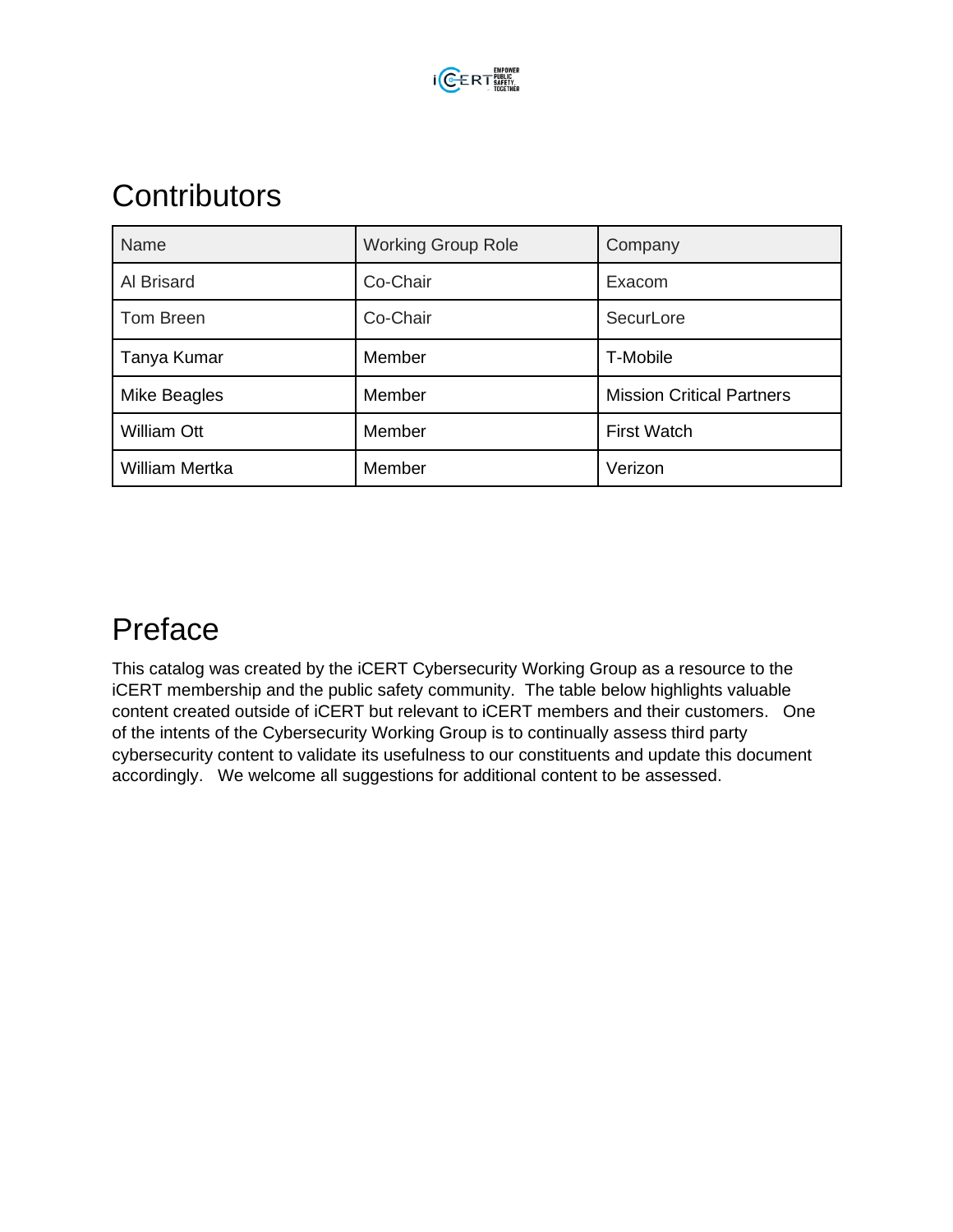## Contributors

| Name | Working Group Role | Company |
|---|---|---|
| Al Brisard | Co-Chair | Exacom |
| Tom Breen | Co-Chair | SecurLore |
| Tanya Kumar | Member | T-Mobile |
| Mike Beagles | Member | Mission Critical Partners |
| William Ott | Member | First Watch |
| William Mertka | Member | Verizon |

## Preface

This catalog was created by the iCERT Cybersecurity Working Group as a resource to the iCERT membership and the public safety community. The table below highlights valuable content created outside of iCERT but relevant to iCERT members and their customers. One of the intents of the Cybersecurity Working Group is to continually assess third party cybersecurity content to validate its usefulness to our constituents and update this document accordingly. We welcome all suggestions for additional content to be assessed.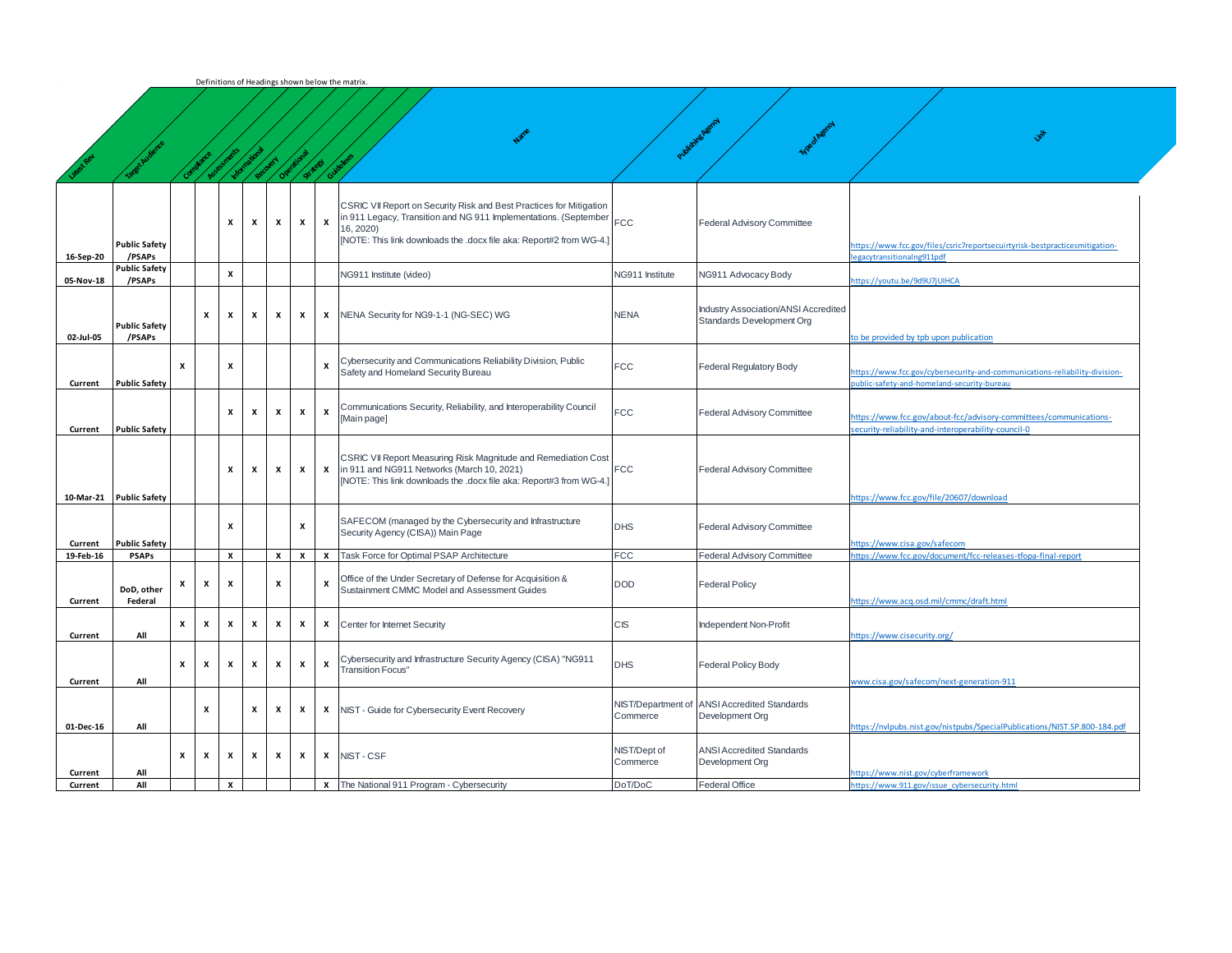Definitions of Headings shown below the matrix.

| Latest Rev | Target Audience | Compliance | Assessments | Informational | Recovery | Operational | Strategy | Guidelines | Name | Publishing Agency | Type of Agency | Link |
|---|---|---|---|---|---|---|---|---|---|---|---|---|
| 16-Sep-20 | Public Safety /PSAPs | | | x | x | x | x | x | CSRIC VII Report on Security Risk and Best Practices for Mitigation in 911 Legacy, Transition and NG 911 Implementations. (September 16, 2020) [NOTE: This link downloads the .docx file aka: Report#2 from WG-4.] | FCC | Federal Advisory Committee | https://www.fcc.gov/files/csric7reportsecuirtyrisk-bestpracticesmitigation-legacytransitionalng911pdf |
| 05-Nov-18 | Public Safety /PSAPs | | | x | | | | | NG911 Institute (video) | NG911 Institute | NG911 Advocacy Body | https://youtu.be/9d9U7jUIHCA |
| 02-Jul-05 | Public Safety /PSAPs | | x | x | x | x | x | x | NENA Security for NG9-1-1 (NG-SEC) WG | NENA | Industry Association/ANSI Accredited Standards Development Org | to be provided by tpb upon publication |
| Current | Public Safety | x | | x | | | | x | Cybersecurity and Communications Reliability Division, Public Safety and Homeland Security Bureau | FCC | Federal Regulatory Body | https://www.fcc.gov/cybersecurity-and-communications-reliability-division-public-safety-and-homeland-security-bureau |
| Current | Public Safety | | | x | x | x | x | x | Communications Security, Reliability, and Interoperability Council [Main page] | FCC | Federal Advisory Committee | https://www.fcc.gov/about-fcc/advisory-committees/communications-security-reliability-and-interoperability-council-0 |
| 10-Mar-21 | Public Safety | | | x | x | x | x | x | CSRIC VII Report Measuring Risk Magnitude and Remediation Cost in 911 and NG911 Networks (March 10, 2021) [NOTE: This link downloads the .docx file aka: Report#3 from WG-4.] | FCC | Federal Advisory Committee | https://www.fcc.gov/file/20607/download |
| Current | Public Safety | | | x | | | x | | SAFECOM (managed by the Cybersecurity and Infrastructure Security Agency (CISA)) Main Page | DHS | Federal Advisory Committee | https://www.cisa.gov/safecom |
| 19-Feb-16 | PSAPs | | | x | | x | x | x | Task Force for Optimal PSAP Architecture | FCC | Federal Advisory Committee | https://www.fcc.gov/document/fcc-releases-tfopa-final-report |
| Current | DoD, other Federal | x | x | x | | x | | x | Office of the Under Secretary of Defense for Acquisition & Sustainment CMMC Model and Assessment Guides | DOD | Federal Policy | https://www.acq.osd.mil/cmmc/draft.html |
| Current | All | x | x | x | x | x | x | x | Center for Internet Security | CIS | Independent Non-Profit | https://www.cisecurity.org/ |
| Current | All | x | x | x | x | x | x | x | Cybersecurity and Infrastructure Security Agency (CISA) "NG911 Transition Focus" | DHS | Federal Policy Body | www.cisa.gov/safecom/next-generation-911 |
| 01-Dec-16 | All | | x | | x | x | x | x | NIST - Guide for Cybersecurity Event Recovery | NIST/Department of Commerce | ANSI Accredited Standards Development Org | https://nvlpubs.nist.gov/nistpubs/SpecialPublications/NIST.SP.800-184.pdf |
| Current | All | x | x | x | x | x | x | x | NIST - CSF | NIST/Dept of Commerce | ANSI Accredited Standards Development Org | https://www.nist.gov/cyberframework |
| Current | All | | | x | | | | x | The National 911 Program - Cybersecurity | DoT/DoC | Federal Office | https://www.911.gov/issue_cybersecurity.html |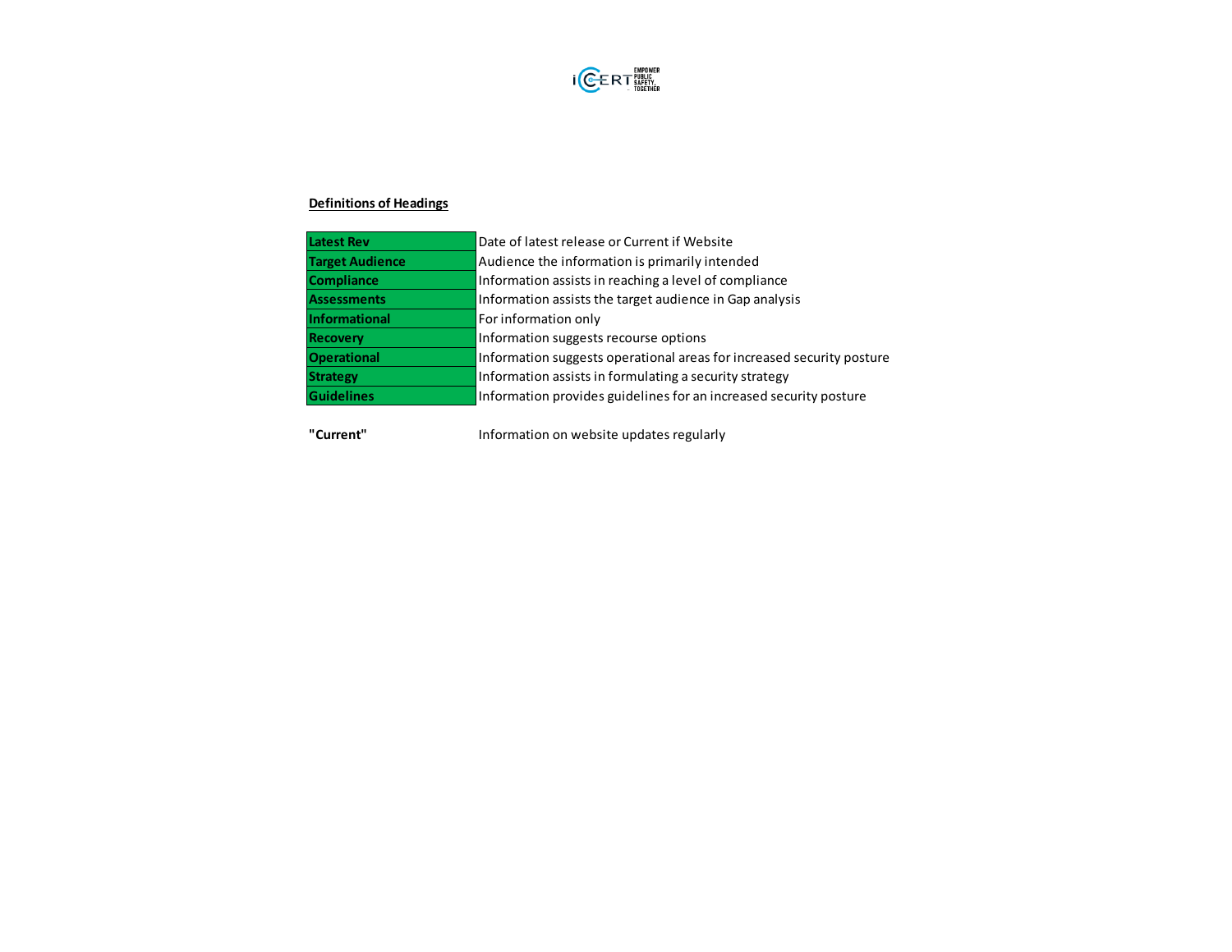**Definitions of Headings**

| | |
|---|---|
| **Latest Rev** | Date of latest release or Current if Website |
| **Target Audience** | Audience the information is primarily intended |
| **Compliance** | Information assists in reaching a level of compliance |
| **Assessments** | Information assists the target audience in Gap analysis |
| **Informational** | For information only |
| **Recovery** | Information suggests recourse options |
| **Operational** | Information suggests operational areas for increased security posture |
| **Strategy** | Information assists in formulating a security strategy |
| **Guidelines** | Information provides guidelines for an increased security posture |

**"Current"** Information on website updates regularly